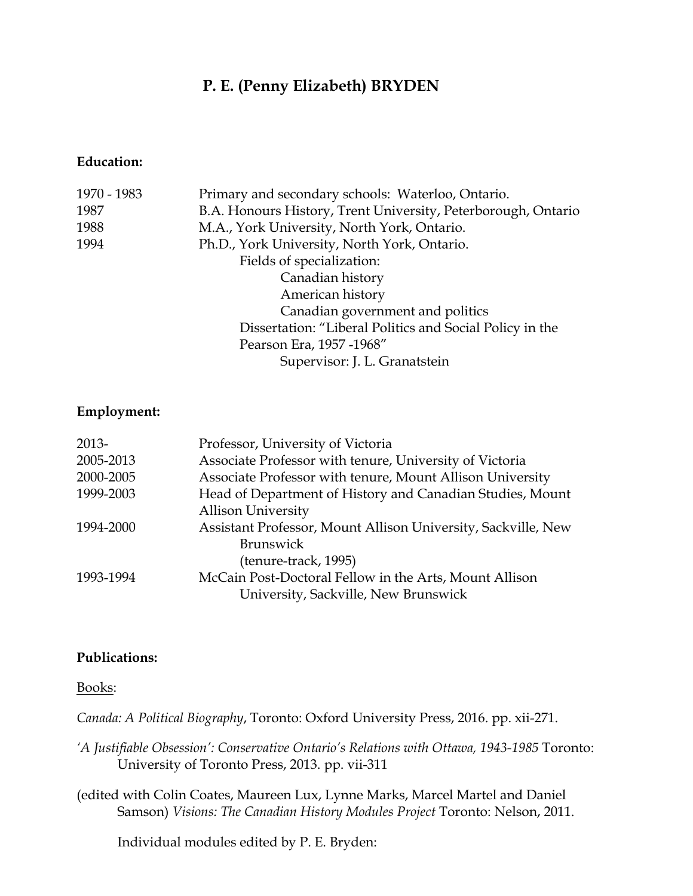# P. E. (Penny Elizabeth) BRYDEN

**Education:**

| | |
|---|---|
| 1970 - 1983 | Primary and secondary schools: Waterloo, Ontario. |
| 1987 | B.A. Honours History, Trent University, Peterborough, Ontario |
| 1988 | M.A., York University, North York, Ontario. |
| 1994 | Ph.D., York University, North York, Ontario. |

Fields of specialization:
- Canadian history
- American history
- Canadian government and politics

Dissertation: "Liberal Politics and Social Policy in the Pearson Era, 1957 -1968"

Supervisor: J. L. Granatstein

**Employment:**

| | |
|---|---|
| 2013- | Professor, University of Victoria |
| 2005-2013 | Associate Professor with tenure, University of Victoria |
| 2000-2005 | Associate Professor with tenure, Mount Allison University |
| 1999-2003 | Head of Department of History and Canadian Studies, Mount Allison University |
| 1994-2000 | Assistant Professor, Mount Allison University, Sackville, New Brunswick (tenure-track, 1995) |
| 1993-1994 | McCain Post-Doctoral Fellow in the Arts, Mount Allison University, Sackville, New Brunswick |

**Publications:**

Books:

*Canada: A Political Biography*, Toronto: Oxford University Press, 2016. pp. xii-271.

*'A Justifiable Obsession': Conservative Ontario's Relations with Ottawa, 1943-1985* Toronto: University of Toronto Press, 2013. pp. vii-311

(edited with Colin Coates, Maureen Lux, Lynne Marks, Marcel Martel and Daniel Samson) *Visions: The Canadian History Modules Project* Toronto: Nelson, 2011.

Individual modules edited by P. E. Bryden: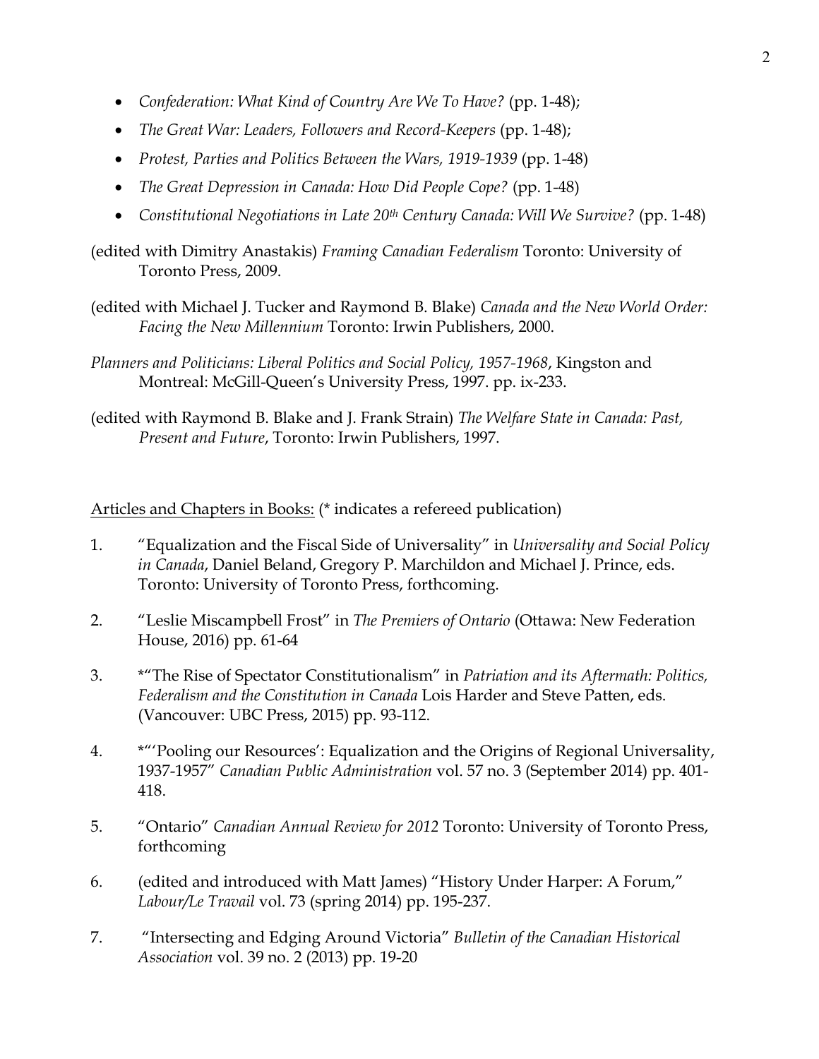- *Confederation: What Kind of Country Are We To Have?* (pp. 1-48);
- *The Great War: Leaders, Followers and Record-Keepers* (pp. 1-48);
- *Protest, Parties and Politics Between the Wars, 1919-1939* (pp. 1-48)
- *The Great Depression in Canada: How Did People Cope?* (pp. 1-48)
- *Constitutional Negotiations in Late 20th Century Canada: Will We Survive?* (pp. 1-48)

(edited with Dimitry Anastakis) *Framing Canadian Federalism* Toronto: University of Toronto Press, 2009.

(edited with Michael J. Tucker and Raymond B. Blake) *Canada and the New World Order: Facing the New Millennium* Toronto: Irwin Publishers, 2000.

*Planners and Politicians: Liberal Politics and Social Policy, 1957-1968*, Kingston and Montreal: McGill-Queen's University Press, 1997. pp. ix-233.

(edited with Raymond B. Blake and J. Frank Strain) *The Welfare State in Canada: Past, Present and Future*, Toronto: Irwin Publishers, 1997.

Articles and Chapters in Books: (* indicates a refereed publication)

1. "Equalization and the Fiscal Side of Universality" in *Universality and Social Policy in Canada*, Daniel Beland, Gregory P. Marchildon and Michael J. Prince, eds. Toronto: University of Toronto Press, forthcoming.
2. "Leslie Miscampbell Frost" in *The Premiers of Ontario* (Ottawa: New Federation House, 2016) pp. 61-64
3. *"The Rise of Spectator Constitutionalism" in *Patriation and its Aftermath: Politics, Federalism and the Constitution in Canada* Lois Harder and Steve Patten, eds. (Vancouver: UBC Press, 2015) pp. 93-112.
4. *"'Pooling our Resources': Equalization and the Origins of Regional Universality, 1937-1957" *Canadian Public Administration* vol. 57 no. 3 (September 2014) pp. 401-418.
5. "Ontario" *Canadian Annual Review for 2012* Toronto: University of Toronto Press, forthcoming
6. (edited and introduced with Matt James) "History Under Harper: A Forum," *Labour/Le Travail* vol. 73 (spring 2014) pp. 195-237.
7. "Intersecting and Edging Around Victoria" *Bulletin of the Canadian Historical Association* vol. 39 no. 2 (2013) pp. 19-20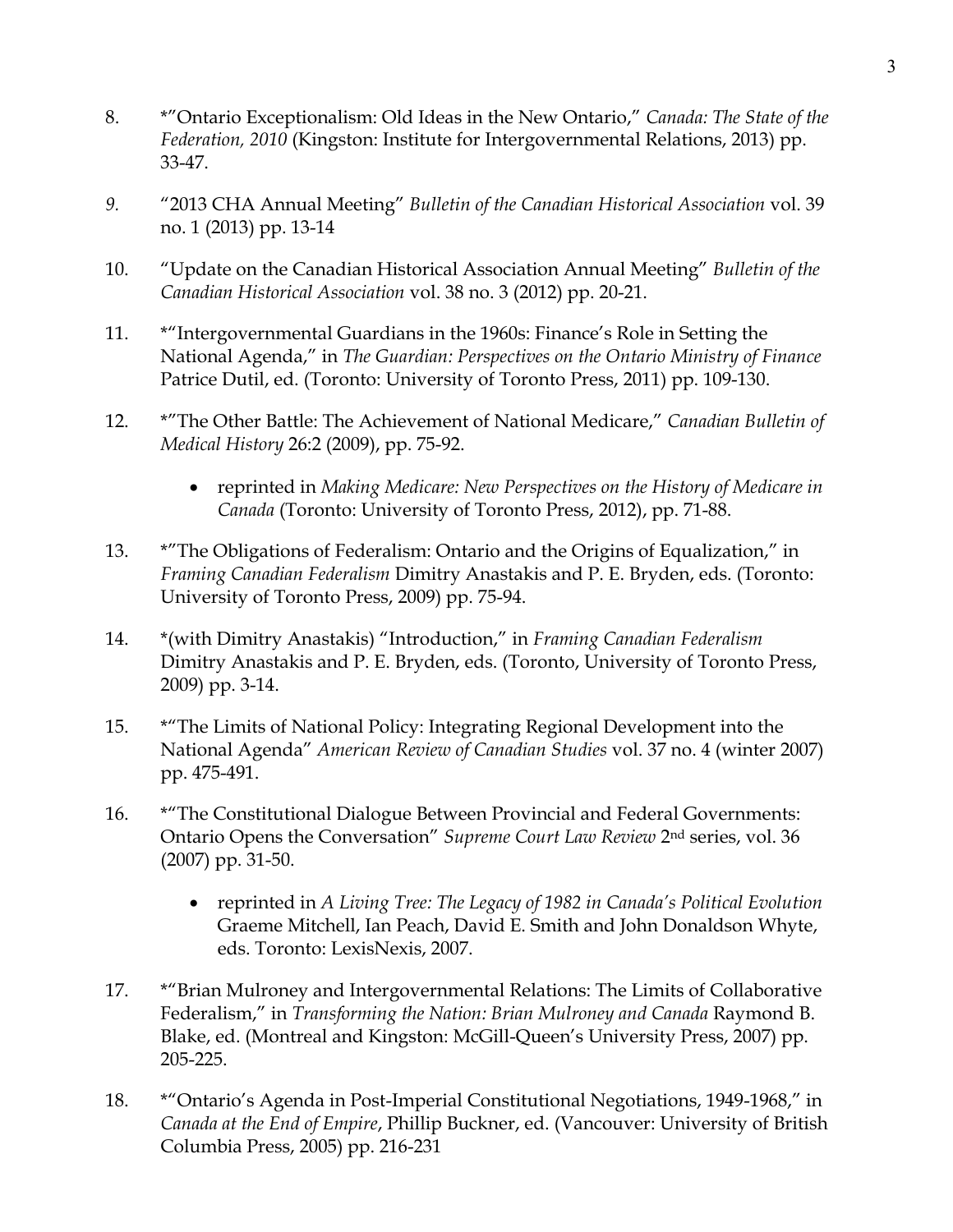8. *"Ontario Exceptionalism: Old Ideas in the New Ontario," *Canada: The State of the Federation, 2010* (Kingston: Institute for Intergovernmental Relations, 2013) pp. 33-47.

9. "2013 CHA Annual Meeting" *Bulletin of the Canadian Historical Association* vol. 39 no. 1 (2013) pp. 13-14

10. "Update on the Canadian Historical Association Annual Meeting" *Bulletin of the Canadian Historical Association* vol. 38 no. 3 (2012) pp. 20-21.

11. *"Intergovernmental Guardians in the 1960s: Finance's Role in Setting the National Agenda," in *The Guardian: Perspectives on the Ontario Ministry of Finance* Patrice Dutil, ed. (Toronto: University of Toronto Press, 2011) pp. 109-130.

12. *"The Other Battle: The Achievement of National Medicare," *Canadian Bulletin of Medical History* 26:2 (2009), pp. 75-92.
    - reprinted in *Making Medicare: New Perspectives on the History of Medicare in Canada* (Toronto: University of Toronto Press, 2012), pp. 71-88.

13. *"The Obligations of Federalism: Ontario and the Origins of Equalization," in *Framing Canadian Federalism* Dimitry Anastakis and P. E. Bryden, eds. (Toronto: University of Toronto Press, 2009) pp. 75-94.

14. *(with Dimitry Anastakis) "Introduction," in *Framing Canadian Federalism* Dimitry Anastakis and P. E. Bryden, eds. (Toronto, University of Toronto Press, 2009) pp. 3-14.

15. *"The Limits of National Policy: Integrating Regional Development into the National Agenda" *American Review of Canadian Studies* vol. 37 no. 4 (winter 2007) pp. 475-491.

16. *"The Constitutional Dialogue Between Provincial and Federal Governments: Ontario Opens the Conversation" *Supreme Court Law Review* 2nd series, vol. 36 (2007) pp. 31-50.
    - reprinted in *A Living Tree: The Legacy of 1982 in Canada's Political Evolution* Graeme Mitchell, Ian Peach, David E. Smith and John Donaldson Whyte, eds. Toronto: LexisNexis, 2007.

17. *"Brian Mulroney and Intergovernmental Relations: The Limits of Collaborative Federalism," in *Transforming the Nation: Brian Mulroney and Canada* Raymond B. Blake, ed. (Montreal and Kingston: McGill-Queen's University Press, 2007) pp. 205-225.

18. *"Ontario's Agenda in Post-Imperial Constitutional Negotiations, 1949-1968," in *Canada at the End of Empire*, Phillip Buckner, ed. (Vancouver: University of British Columbia Press, 2005) pp. 216-231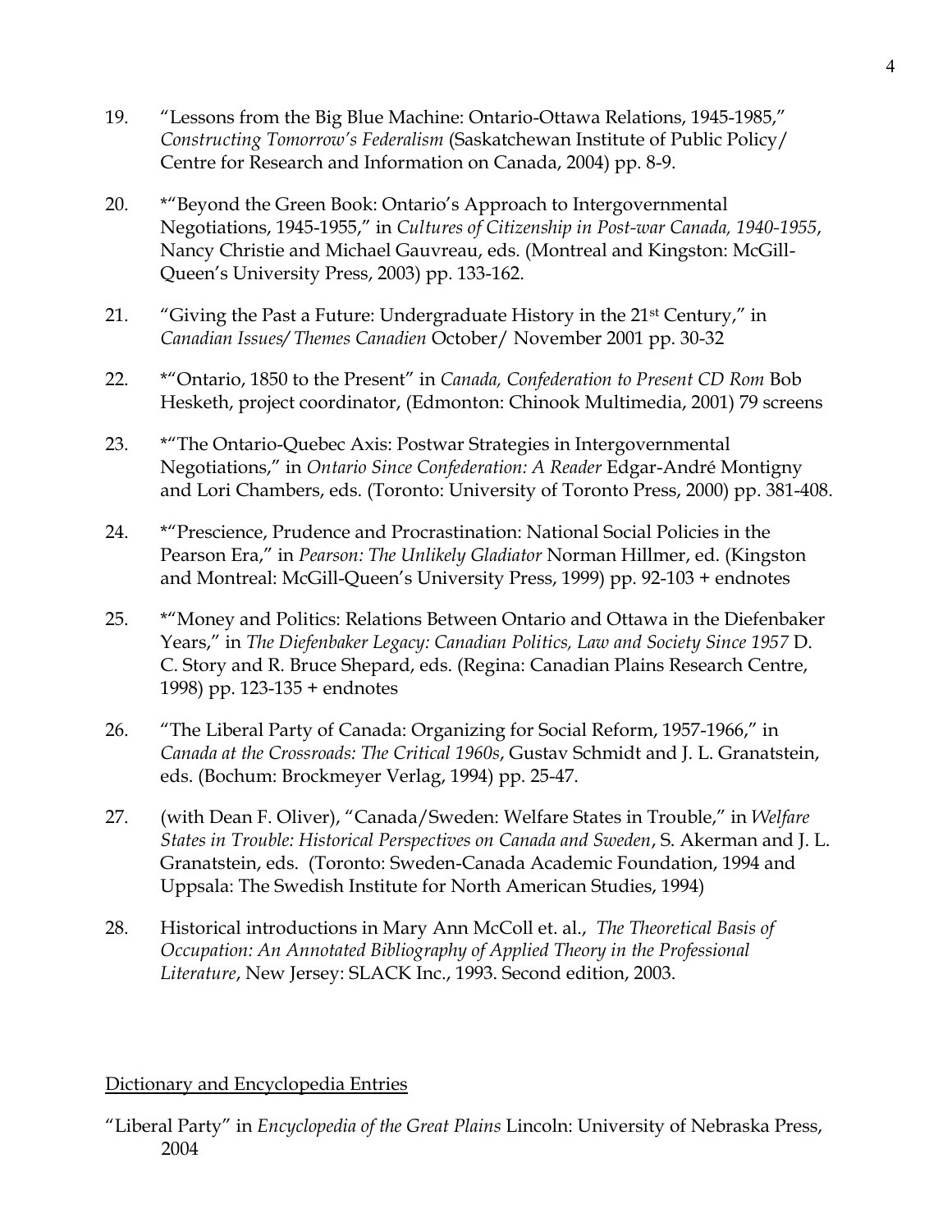19. "Lessons from the Big Blue Machine: Ontario-Ottawa Relations, 1945-1985," *Constructing Tomorrow's Federalism* (Saskatchewan Institute of Public Policy/ Centre for Research and Information on Canada, 2004) pp. 8-9.

20. *"Beyond the Green Book: Ontario's Approach to Intergovernmental Negotiations, 1945-1955," in *Cultures of Citizenship in Post-war Canada, 1940-1955*, Nancy Christie and Michael Gauvreau, eds. (Montreal and Kingston: McGill-Queen's University Press, 2003) pp. 133-162.

21. "Giving the Past a Future: Undergraduate History in the 21st Century," in *Canadian Issues/ Themes Canadien* October/ November 2001 pp. 30-32

22. *"Ontario, 1850 to the Present" in *Canada, Confederation to Present CD Rom* Bob Hesketh, project coordinator, (Edmonton: Chinook Multimedia, 2001) 79 screens

23. *"The Ontario-Quebec Axis: Postwar Strategies in Intergovernmental Negotiations," in *Ontario Since Confederation: A Reader* Edgar-André Montigny and Lori Chambers, eds. (Toronto: University of Toronto Press, 2000) pp. 381-408.

24. *"Prescience, Prudence and Procrastination: National Social Policies in the Pearson Era," in *Pearson: The Unlikely Gladiator* Norman Hillmer, ed. (Kingston and Montreal: McGill-Queen's University Press, 1999) pp. 92-103 + endnotes

25. *"Money and Politics: Relations Between Ontario and Ottawa in the Diefenbaker Years," in *The Diefenbaker Legacy: Canadian Politics, Law and Society Since 1957* D. C. Story and R. Bruce Shepard, eds. (Regina: Canadian Plains Research Centre, 1998) pp. 123-135 + endnotes

26. "The Liberal Party of Canada: Organizing for Social Reform, 1957-1966," in *Canada at the Crossroads: The Critical 1960s*, Gustav Schmidt and J. L. Granatstein, eds. (Bochum: Brockmeyer Verlag, 1994) pp. 25-47.

27. (with Dean F. Oliver), "Canada/Sweden: Welfare States in Trouble," in *Welfare States in Trouble: Historical Perspectives on Canada and Sweden*, S. Akerman and J. L. Granatstein, eds. (Toronto: Sweden-Canada Academic Foundation, 1994 and Uppsala: The Swedish Institute for North American Studies, 1994)

28. Historical introductions in Mary Ann McColl et. al., *The Theoretical Basis of Occupation: An Annotated Bibliography of Applied Theory in the Professional Literature*, New Jersey: SLACK Inc., 1993. Second edition, 2003.

## Dictionary and Encyclopedia Entries

"Liberal Party" in *Encyclopedia of the Great Plains* Lincoln: University of Nebraska Press, 2004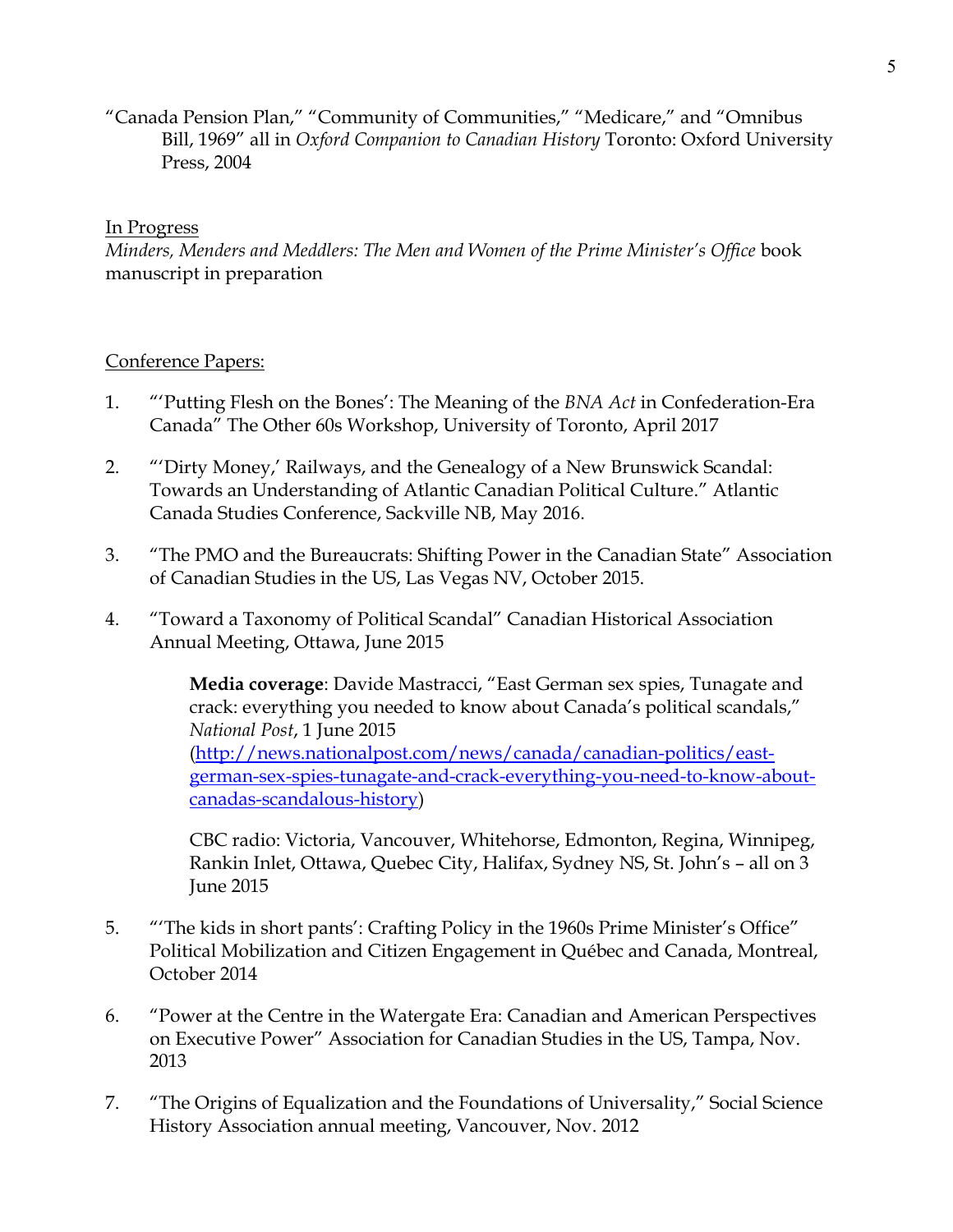"Canada Pension Plan," "Community of Communities," "Medicare," and "Omnibus Bill, 1969" all in *Oxford Companion to Canadian History* Toronto: Oxford University Press, 2004

<u>In Progress</u>

*Minders, Menders and Meddlers: The Men and Women of the Prime Minister's Office* book manuscript in preparation

<u>Conference Papers:</u>

1. "'Putting Flesh on the Bones': The Meaning of the *BNA Act* in Confederation-Era Canada" The Other 60s Workshop, University of Toronto, April 2017

2. "'Dirty Money,' Railways, and the Genealogy of a New Brunswick Scandal: Towards an Understanding of Atlantic Canadian Political Culture." Atlantic Canada Studies Conference, Sackville NB, May 2016.

3. "The PMO and the Bureaucrats: Shifting Power in the Canadian State" Association of Canadian Studies in the US, Las Vegas NV, October 2015.

4. "Toward a Taxonomy of Political Scandal" Canadian Historical Association Annual Meeting, Ottawa, June 2015

   **Media coverage**: Davide Mastracci, "East German sex spies, Tunagate and crack: everything you needed to know about Canada's political scandals," *National Post*, 1 June 2015 (http://news.nationalpost.com/news/canada/canadian-politics/east-german-sex-spies-tunagate-and-crack-everything-you-need-to-know-about-canadas-scandalous-history)

   CBC radio: Victoria, Vancouver, Whitehorse, Edmonton, Regina, Winnipeg, Rankin Inlet, Ottawa, Quebec City, Halifax, Sydney NS, St. John's – all on 3 June 2015

5. "'The kids in short pants': Crafting Policy in the 1960s Prime Minister's Office" Political Mobilization and Citizen Engagement in Québec and Canada, Montreal, October 2014

6. "Power at the Centre in the Watergate Era: Canadian and American Perspectives on Executive Power" Association for Canadian Studies in the US, Tampa, Nov. 2013

7. "The Origins of Equalization and the Foundations of Universality," Social Science History Association annual meeting, Vancouver, Nov. 2012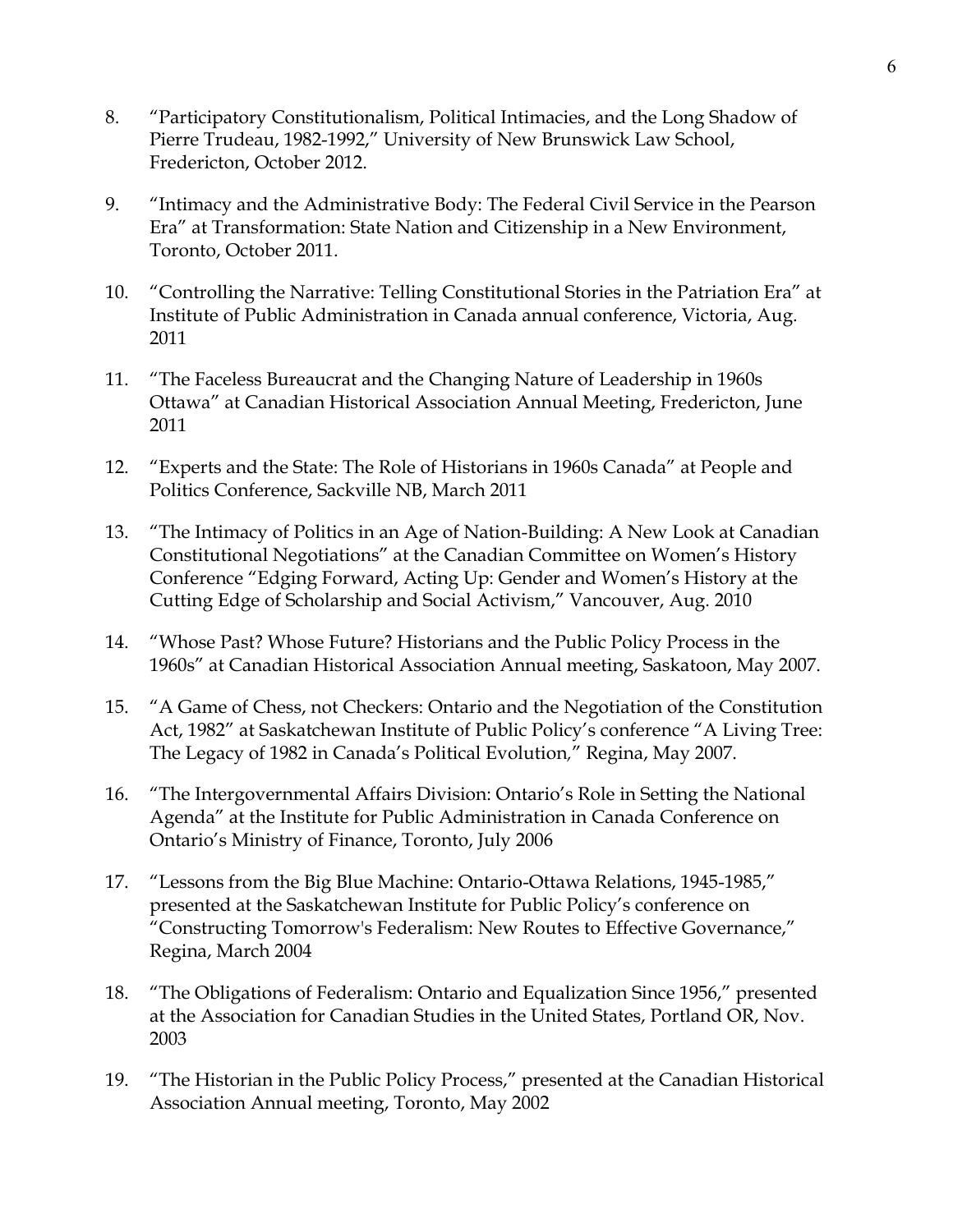8. “Participatory Constitutionalism, Political Intimacies, and the Long Shadow of Pierre Trudeau, 1982-1992,” University of New Brunswick Law School, Fredericton, October 2012.

9. “Intimacy and the Administrative Body: The Federal Civil Service in the Pearson Era” at Transformation: State Nation and Citizenship in a New Environment, Toronto, October 2011.

10. “Controlling the Narrative: Telling Constitutional Stories in the Patriation Era” at Institute of Public Administration in Canada annual conference, Victoria, Aug. 2011

11. “The Faceless Bureaucrat and the Changing Nature of Leadership in 1960s Ottawa” at Canadian Historical Association Annual Meeting, Fredericton, June 2011

12. “Experts and the State: The Role of Historians in 1960s Canada” at People and Politics Conference, Sackville NB, March 2011

13. “The Intimacy of Politics in an Age of Nation-Building: A New Look at Canadian Constitutional Negotiations” at the Canadian Committee on Women’s History Conference “Edging Forward, Acting Up: Gender and Women’s History at the Cutting Edge of Scholarship and Social Activism,” Vancouver, Aug. 2010

14. “Whose Past? Whose Future? Historians and the Public Policy Process in the 1960s” at Canadian Historical Association Annual meeting, Saskatoon, May 2007.

15. “A Game of Chess, not Checkers: Ontario and the Negotiation of the Constitution Act, 1982” at Saskatchewan Institute of Public Policy’s conference “A Living Tree: The Legacy of 1982 in Canada’s Political Evolution,” Regina, May 2007.

16. “The Intergovernmental Affairs Division: Ontario’s Role in Setting the National Agenda” at the Institute for Public Administration in Canada Conference on Ontario’s Ministry of Finance, Toronto, July 2006

17. “Lessons from the Big Blue Machine: Ontario-Ottawa Relations, 1945-1985,” presented at the Saskatchewan Institute for Public Policy’s conference on “Constructing Tomorrow's Federalism: New Routes to Effective Governance,” Regina, March 2004

18. “The Obligations of Federalism: Ontario and Equalization Since 1956,” presented at the Association for Canadian Studies in the United States, Portland OR, Nov. 2003

19. “The Historian in the Public Policy Process,” presented at the Canadian Historical Association Annual meeting, Toronto, May 2002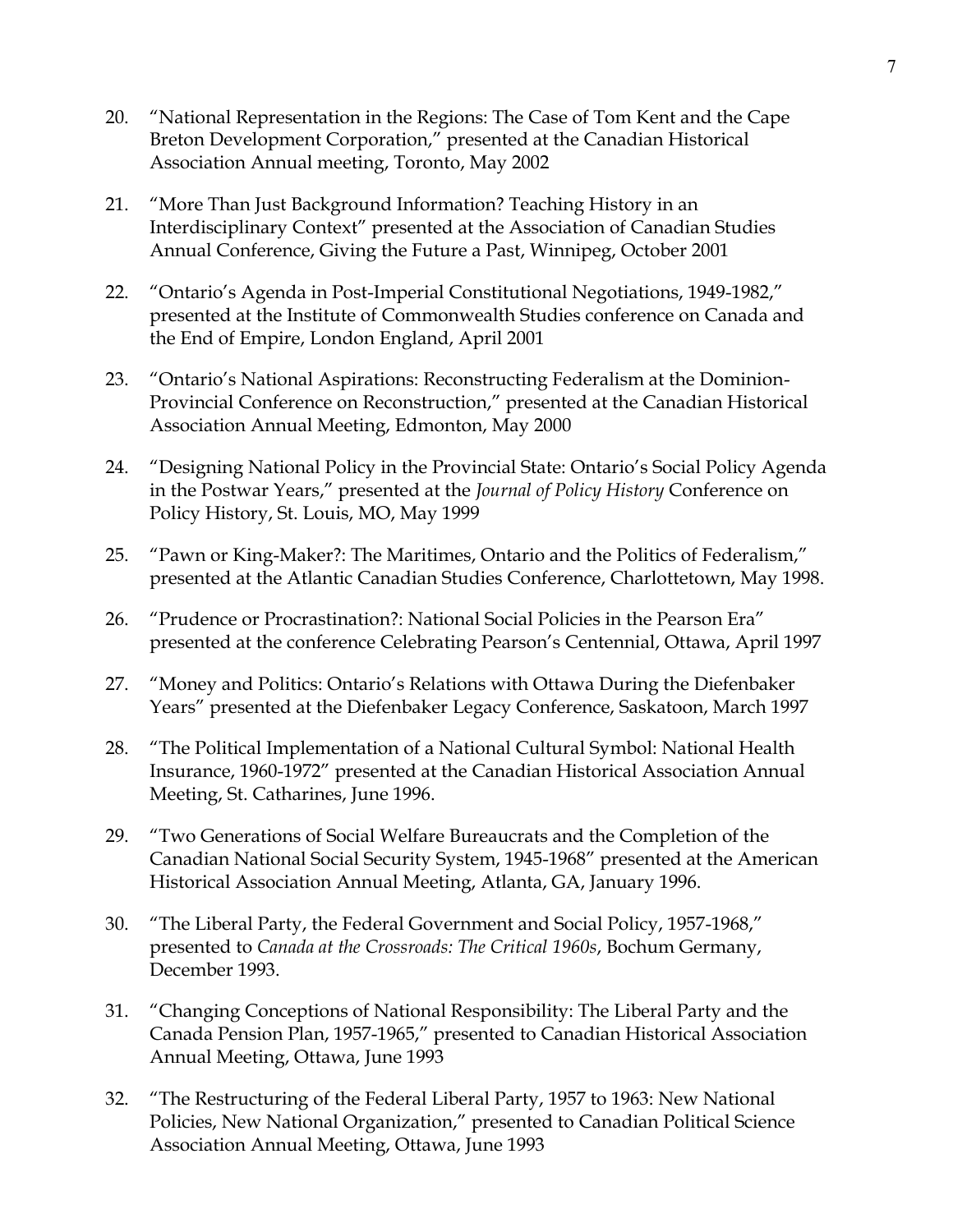20. “National Representation in the Regions: The Case of Tom Kent and the Cape Breton Development Corporation,” presented at the Canadian Historical Association Annual meeting, Toronto, May 2002

21. “More Than Just Background Information? Teaching History in an Interdisciplinary Context” presented at the Association of Canadian Studies Annual Conference, Giving the Future a Past, Winnipeg, October 2001

22. “Ontario’s Agenda in Post-Imperial Constitutional Negotiations, 1949-1982,” presented at the Institute of Commonwealth Studies conference on Canada and the End of Empire, London England, April 2001

23. “Ontario’s National Aspirations: Reconstructing Federalism at the Dominion-Provincial Conference on Reconstruction,” presented at the Canadian Historical Association Annual Meeting, Edmonton, May 2000

24. “Designing National Policy in the Provincial State: Ontario’s Social Policy Agenda in the Postwar Years,” presented at the *Journal of Policy History* Conference on Policy History, St. Louis, MO, May 1999

25. “Pawn or King-Maker?: The Maritimes, Ontario and the Politics of Federalism,” presented at the Atlantic Canadian Studies Conference, Charlottetown, May 1998.

26. “Prudence or Procrastination?: National Social Policies in the Pearson Era” presented at the conference Celebrating Pearson’s Centennial, Ottawa, April 1997

27. “Money and Politics: Ontario’s Relations with Ottawa During the Diefenbaker Years” presented at the Diefenbaker Legacy Conference, Saskatoon, March 1997

28. “The Political Implementation of a National Cultural Symbol: National Health Insurance, 1960-1972” presented at the Canadian Historical Association Annual Meeting, St. Catharines, June 1996.

29. “Two Generations of Social Welfare Bureaucrats and the Completion of the Canadian National Social Security System, 1945-1968” presented at the American Historical Association Annual Meeting, Atlanta, GA, January 1996.

30. “The Liberal Party, the Federal Government and Social Policy, 1957-1968,” presented to *Canada at the Crossroads: The Critical 1960s*, Bochum Germany, December 1993.

31. “Changing Conceptions of National Responsibility: The Liberal Party and the Canada Pension Plan, 1957-1965,” presented to Canadian Historical Association Annual Meeting, Ottawa, June 1993

32. “The Restructuring of the Federal Liberal Party, 1957 to 1963: New National Policies, New National Organization,” presented to Canadian Political Science Association Annual Meeting, Ottawa, June 1993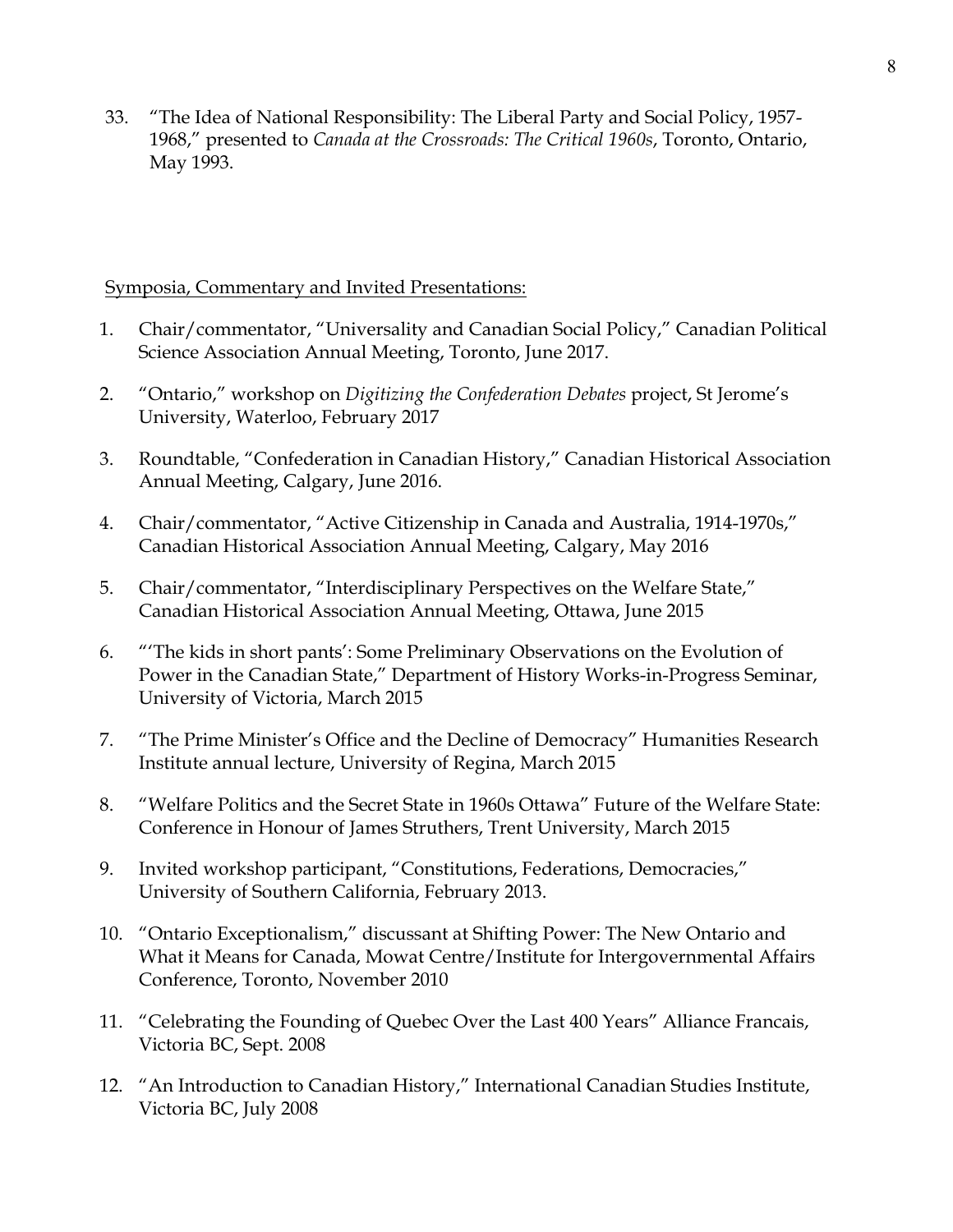33. "The Idea of National Responsibility: The Liberal Party and Social Policy, 1957-1968," presented to *Canada at the Crossroads: The Critical 1960s*, Toronto, Ontario, May 1993.

<u>Symposia, Commentary and Invited Presentations:</u>

1. Chair/commentator, "Universality and Canadian Social Policy," Canadian Political Science Association Annual Meeting, Toronto, June 2017.

2. "Ontario," workshop on *Digitizing the Confederation Debates* project, St Jerome's University, Waterloo, February 2017

3. Roundtable, "Confederation in Canadian History," Canadian Historical Association Annual Meeting, Calgary, June 2016.

4. Chair/commentator, "Active Citizenship in Canada and Australia, 1914-1970s," Canadian Historical Association Annual Meeting, Calgary, May 2016

5. Chair/commentator, "Interdisciplinary Perspectives on the Welfare State," Canadian Historical Association Annual Meeting, Ottawa, June 2015

6. "'The kids in short pants': Some Preliminary Observations on the Evolution of Power in the Canadian State," Department of History Works-in-Progress Seminar, University of Victoria, March 2015

7. "The Prime Minister's Office and the Decline of Democracy" Humanities Research Institute annual lecture, University of Regina, March 2015

8. "Welfare Politics and the Secret State in 1960s Ottawa" Future of the Welfare State: Conference in Honour of James Struthers, Trent University, March 2015

9. Invited workshop participant, "Constitutions, Federations, Democracies," University of Southern California, February 2013.

10. "Ontario Exceptionalism," discussant at Shifting Power: The New Ontario and What it Means for Canada, Mowat Centre/Institute for Intergovernmental Affairs Conference, Toronto, November 2010

11. "Celebrating the Founding of Quebec Over the Last 400 Years" Alliance Francais, Victoria BC, Sept. 2008

12. "An Introduction to Canadian History," International Canadian Studies Institute, Victoria BC, July 2008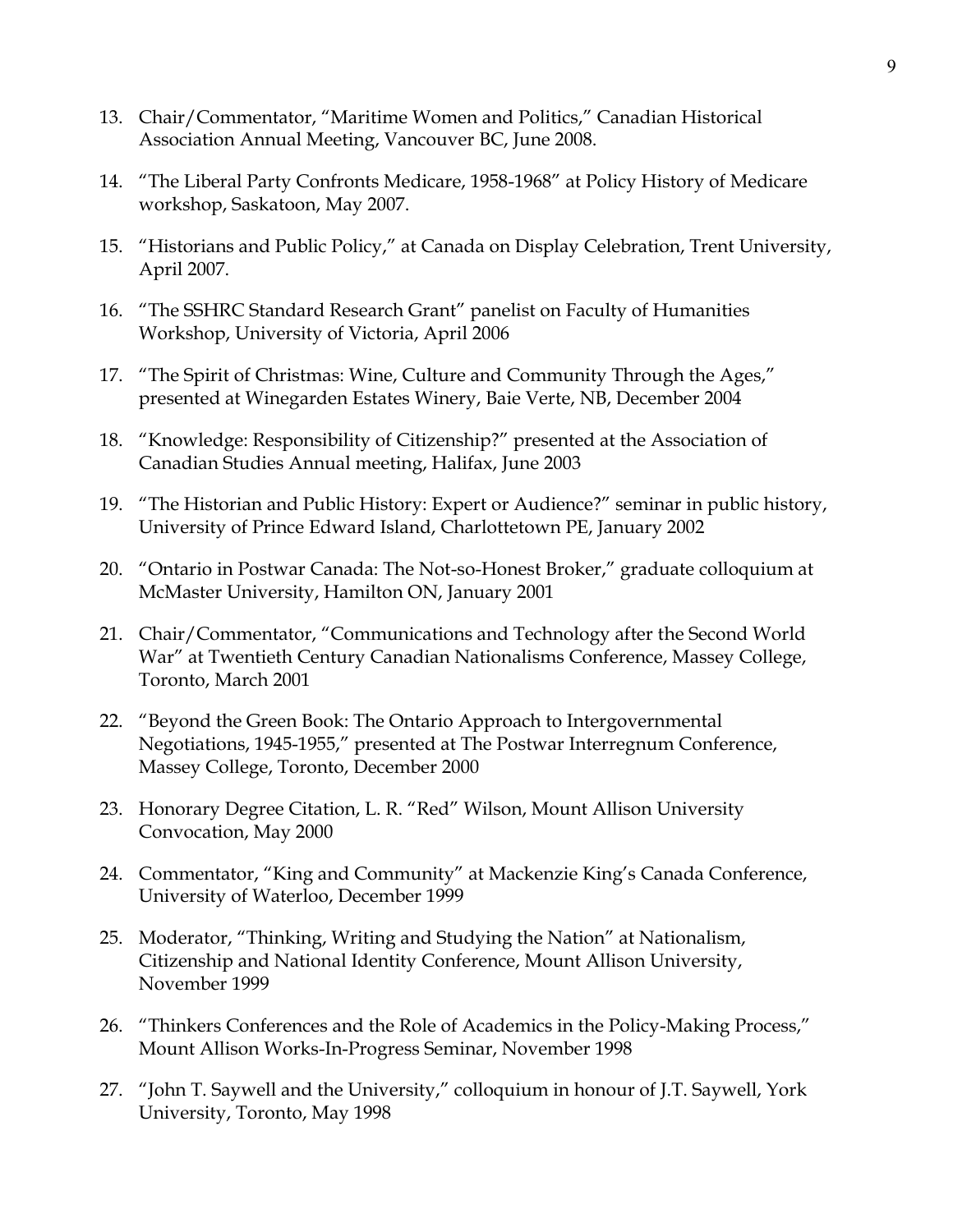13. Chair/Commentator, “Maritime Women and Politics,” Canadian Historical Association Annual Meeting, Vancouver BC, June 2008.

14. “The Liberal Party Confronts Medicare, 1958-1968” at Policy History of Medicare workshop, Saskatoon, May 2007.

15. “Historians and Public Policy,” at Canada on Display Celebration, Trent University, April 2007.

16. “The SSHRC Standard Research Grant” panelist on Faculty of Humanities Workshop, University of Victoria, April 2006

17. “The Spirit of Christmas: Wine, Culture and Community Through the Ages,” presented at Winegarden Estates Winery, Baie Verte, NB, December 2004

18. “Knowledge: Responsibility of Citizenship?” presented at the Association of Canadian Studies Annual meeting, Halifax, June 2003

19. “The Historian and Public History: Expert or Audience?” seminar in public history, University of Prince Edward Island, Charlottetown PE, January 2002

20. “Ontario in Postwar Canada: The Not-so-Honest Broker,” graduate colloquium at McMaster University, Hamilton ON, January 2001

21. Chair/Commentator, “Communications and Technology after the Second World War” at Twentieth Century Canadian Nationalisms Conference, Massey College, Toronto, March 2001

22. “Beyond the Green Book: The Ontario Approach to Intergovernmental Negotiations, 1945-1955,” presented at The Postwar Interregnum Conference, Massey College, Toronto, December 2000

23. Honorary Degree Citation, L. R. “Red” Wilson, Mount Allison University Convocation, May 2000

24. Commentator, “King and Community” at Mackenzie King’s Canada Conference, University of Waterloo, December 1999

25. Moderator, “Thinking, Writing and Studying the Nation” at Nationalism, Citizenship and National Identity Conference, Mount Allison University, November 1999

26. “Thinkers Conferences and the Role of Academics in the Policy-Making Process,” Mount Allison Works-In-Progress Seminar, November 1998

27. “John T. Saywell and the University,” colloquium in honour of J.T. Saywell, York University, Toronto, May 1998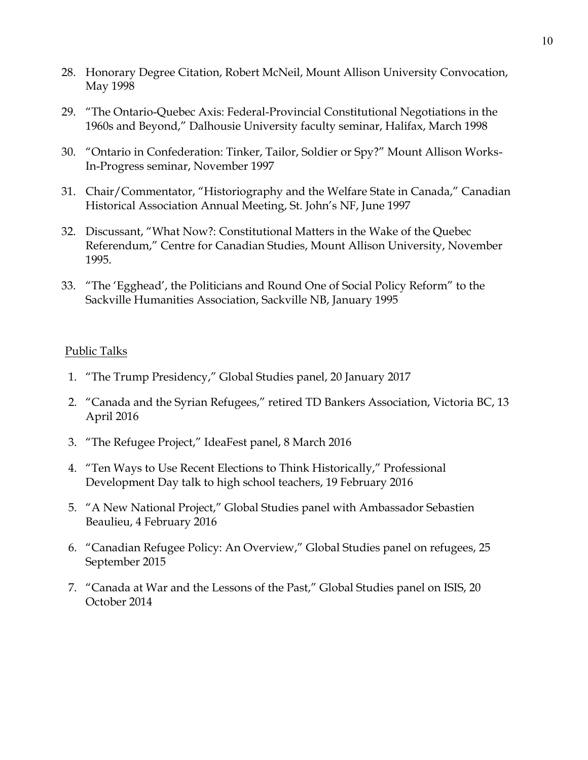28. Honorary Degree Citation, Robert McNeil, Mount Allison University Convocation, May 1998

29. "The Ontario-Quebec Axis: Federal-Provincial Constitutional Negotiations in the 1960s and Beyond," Dalhousie University faculty seminar, Halifax, March 1998

30. "Ontario in Confederation: Tinker, Tailor, Soldier or Spy?" Mount Allison Works-In-Progress seminar, November 1997

31. Chair/Commentator, "Historiography and the Welfare State in Canada," Canadian Historical Association Annual Meeting, St. John's NF, June 1997

32. Discussant, "What Now?: Constitutional Matters in the Wake of the Quebec Referendum," Centre for Canadian Studies, Mount Allison University, November 1995.

33. "The 'Egghead', the Politicians and Round One of Social Policy Reform" to the Sackville Humanities Association, Sackville NB, January 1995

Public Talks

1. "The Trump Presidency," Global Studies panel, 20 January 2017

2. "Canada and the Syrian Refugees," retired TD Bankers Association, Victoria BC, 13 April 2016

3. "The Refugee Project," IdeaFest panel, 8 March 2016

4. "Ten Ways to Use Recent Elections to Think Historically," Professional Development Day talk to high school teachers, 19 February 2016

5. "A New National Project," Global Studies panel with Ambassador Sebastien Beaulieu, 4 February 2016

6. "Canadian Refugee Policy: An Overview," Global Studies panel on refugees, 25 September 2015

7. "Canada at War and the Lessons of the Past," Global Studies panel on ISIS, 20 October 2014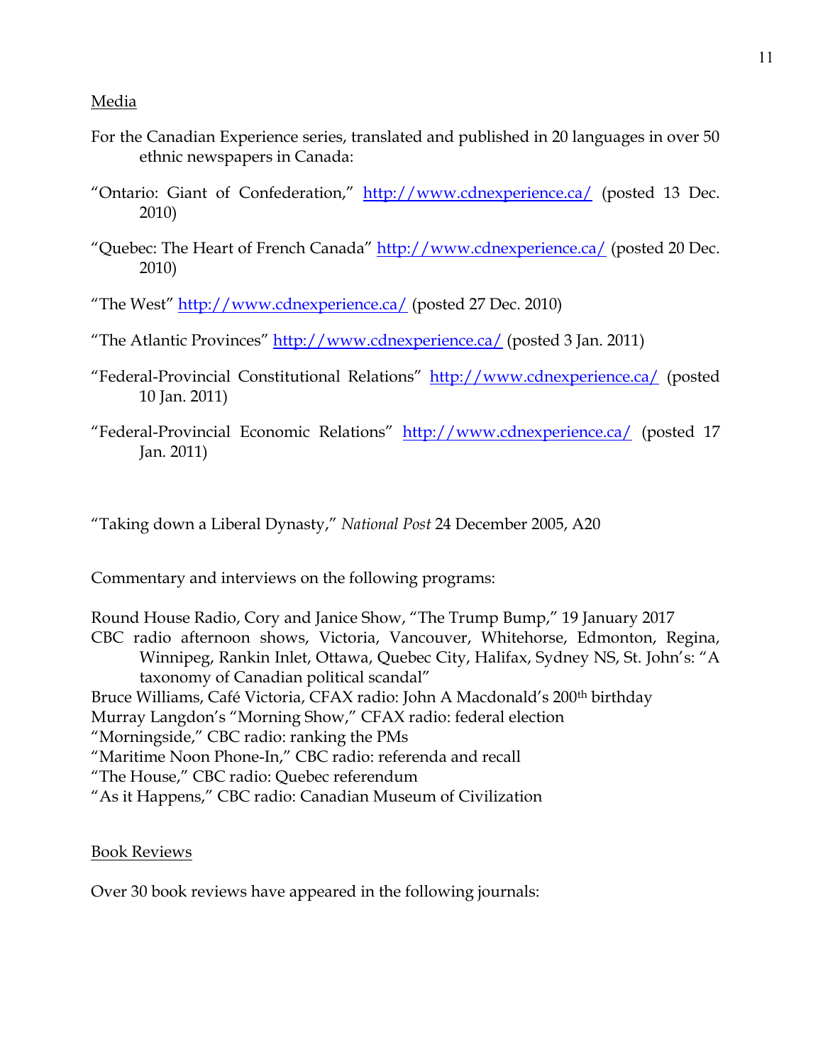Media

For the Canadian Experience series, translated and published in 20 languages in over 50 ethnic newspapers in Canada:

"Ontario: Giant of Confederation," http://www.cdnexperience.ca/ (posted 13 Dec. 2010)

"Quebec: The Heart of French Canada" http://www.cdnexperience.ca/ (posted 20 Dec. 2010)

"The West" http://www.cdnexperience.ca/ (posted 27 Dec. 2010)

"The Atlantic Provinces" http://www.cdnexperience.ca/ (posted 3 Jan. 2011)

"Federal-Provincial Constitutional Relations" http://www.cdnexperience.ca/ (posted 10 Jan. 2011)

"Federal-Provincial Economic Relations" http://www.cdnexperience.ca/ (posted 17 Jan. 2011)

"Taking down a Liberal Dynasty," *National Post* 24 December 2005, A20

Commentary and interviews on the following programs:

Round House Radio, Cory and Janice Show, "The Trump Bump," 19 January 2017
CBC radio afternoon shows, Victoria, Vancouver, Whitehorse, Edmonton, Regina, Winnipeg, Rankin Inlet, Ottawa, Quebec City, Halifax, Sydney NS, St. John's: "A taxonomy of Canadian political scandal"
Bruce Williams, Café Victoria, CFAX radio: John A Macdonald's 200th birthday
Murray Langdon's "Morning Show," CFAX radio: federal election
"Morningside," CBC radio: ranking the PMs
"Maritime Noon Phone-In," CBC radio: referenda and recall
"The House," CBC radio: Quebec referendum
"As it Happens," CBC radio: Canadian Museum of Civilization

Book Reviews

Over 30 book reviews have appeared in the following journals: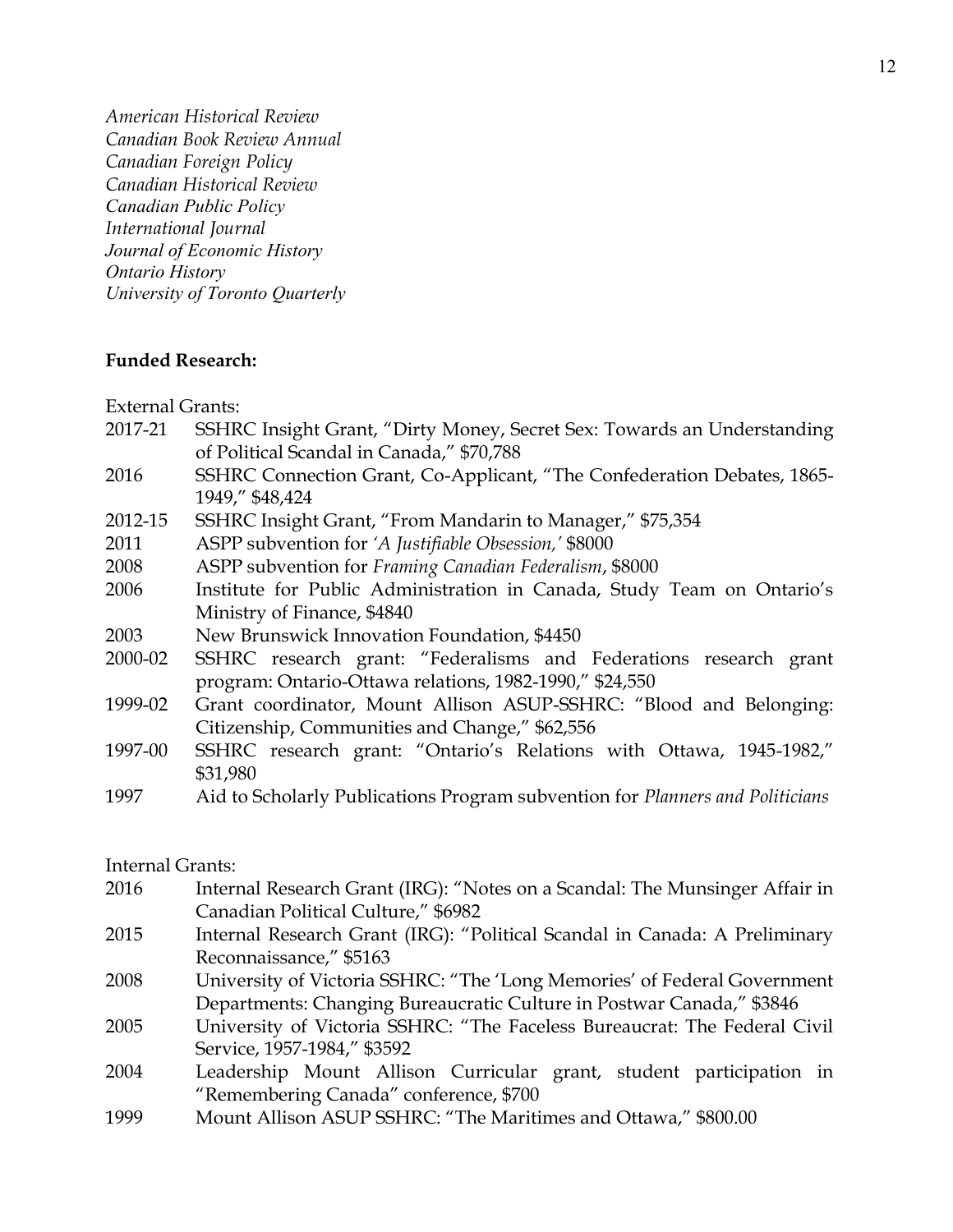*American Historical Review*
*Canadian Book Review Annual*
*Canadian Foreign Policy*
*Canadian Historical Review*
*Canadian Public Policy*
*International Journal*
*Journal of Economic History*
*Ontario History*
*University of Toronto Quarterly*

**Funded Research:**

External Grants:

2017-21 SSHRC Insight Grant, "Dirty Money, Secret Sex: Towards an Understanding of Political Scandal in Canada," $70,788

2016 SSHRC Connection Grant, Co-Applicant, "The Confederation Debates, 1865-1949," $48,424

2012-15 SSHRC Insight Grant, "From Mandarin to Manager," $75,354

2011 ASPP subvention for *'A Justifiable Obsession,'* $8000

2008 ASPP subvention for *Framing Canadian Federalism*, $8000

2006 Institute for Public Administration in Canada, Study Team on Ontario's Ministry of Finance, $4840

2003 New Brunswick Innovation Foundation, $4450

2000-02 SSHRC research grant: "Federalisms and Federations research grant program: Ontario-Ottawa relations, 1982-1990," $24,550

1999-02 Grant coordinator, Mount Allison ASUP-SSHRC: "Blood and Belonging: Citizenship, Communities and Change," $62,556

1997-00 SSHRC research grant: "Ontario's Relations with Ottawa, 1945-1982," $31,980

1997 Aid to Scholarly Publications Program subvention for *Planners and Politicians*

Internal Grants:

2016 Internal Research Grant (IRG): "Notes on a Scandal: The Munsinger Affair in Canadian Political Culture," $6982

2015 Internal Research Grant (IRG): "Political Scandal in Canada: A Preliminary Reconnaissance," $5163

2008 University of Victoria SSHRC: "The 'Long Memories' of Federal Government Departments: Changing Bureaucratic Culture in Postwar Canada," $3846

2005 University of Victoria SSHRC: "The Faceless Bureaucrat: The Federal Civil Service, 1957-1984," $3592

2004 Leadership Mount Allison Curricular grant, student participation in "Remembering Canada" conference, $700

1999 Mount Allison ASUP SSHRC: "The Maritimes and Ottawa," $800.00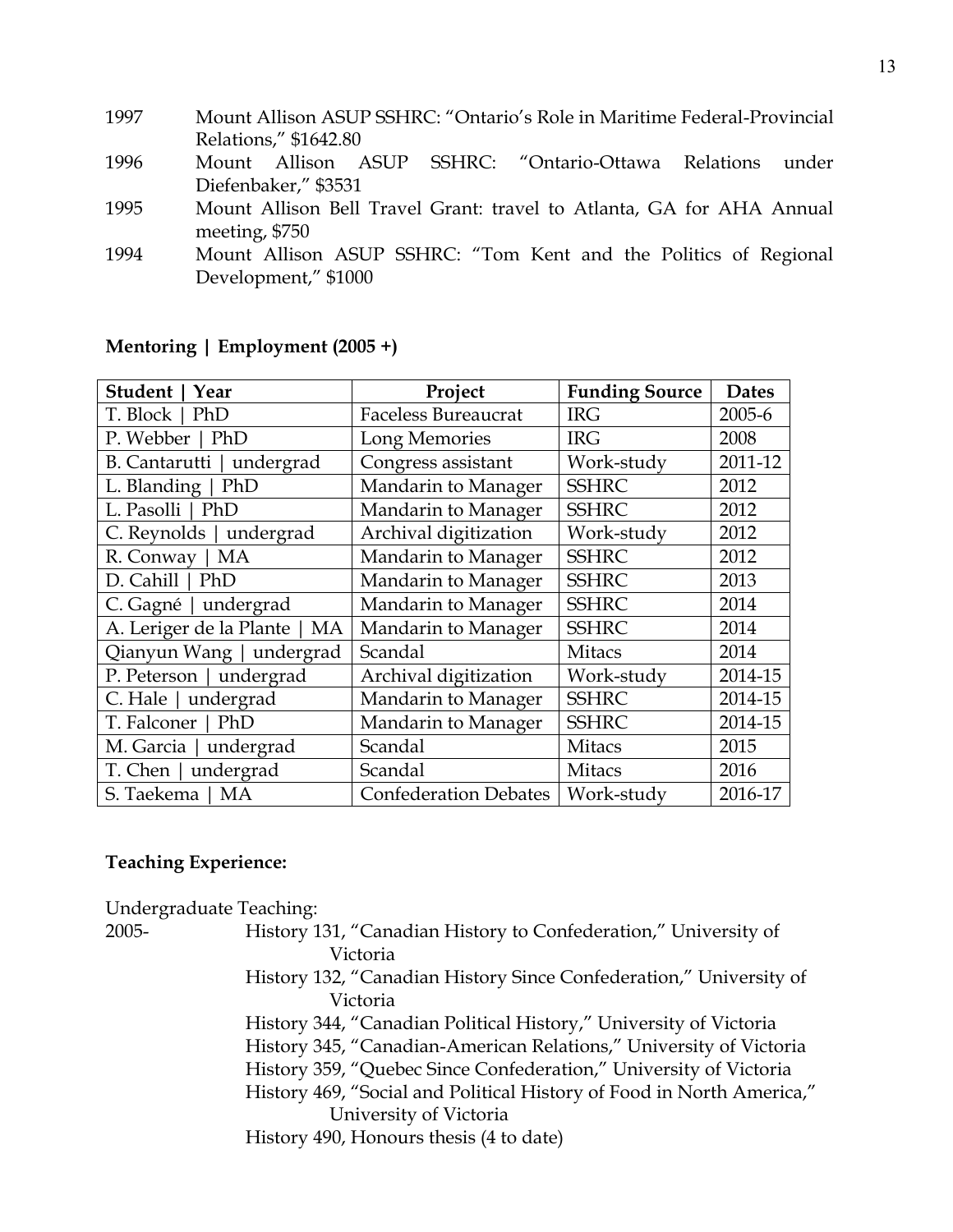1997 Mount Allison ASUP SSHRC: "Ontario's Role in Maritime Federal-Provincial Relations," $1642.80

1996 Mount Allison ASUP SSHRC: "Ontario-Ottawa Relations under Diefenbaker," $3531

1995 Mount Allison Bell Travel Grant: travel to Atlanta, GA for AHA Annual meeting, $750

1994 Mount Allison ASUP SSHRC: "Tom Kent and the Politics of Regional Development," $1000

**Mentoring | Employment (2005 +)**

| Student \| Year | Project | Funding Source | Dates |
|---|---|---|---|
| T. Block \| PhD | Faceless Bureaucrat | IRG | 2005-6 |
| P. Webber \| PhD | Long Memories | IRG | 2008 |
| B. Cantarutti \| undergrad | Congress assistant | Work-study | 2011-12 |
| L. Blanding \| PhD | Mandarin to Manager | SSHRC | 2012 |
| L. Pasolli \| PhD | Mandarin to Manager | SSHRC | 2012 |
| C. Reynolds \| undergrad | Archival digitization | Work-study | 2012 |
| R. Conway \| MA | Mandarin to Manager | SSHRC | 2012 |
| D. Cahill \| PhD | Mandarin to Manager | SSHRC | 2013 |
| C. Gagné \| undergrad | Mandarin to Manager | SSHRC | 2014 |
| A. Leriger de la Plante \| MA | Mandarin to Manager | SSHRC | 2014 |
| Qianyun Wang \| undergrad | Scandal | Mitacs | 2014 |
| P. Peterson \| undergrad | Archival digitization | Work-study | 2014-15 |
| C. Hale \| undergrad | Mandarin to Manager | SSHRC | 2014-15 |
| T. Falconer \| PhD | Mandarin to Manager | SSHRC | 2014-15 |
| M. Garcia \| undergrad | Scandal | Mitacs | 2015 |
| T. Chen \| undergrad | Scandal | Mitacs | 2016 |
| S. Taekema \| MA | Confederation Debates | Work-study | 2016-17 |

**Teaching Experience:**

Undergraduate Teaching:

2005-
- History 131, "Canadian History to Confederation," University of Victoria
- History 132, "Canadian History Since Confederation," University of Victoria
- History 344, "Canadian Political History," University of Victoria
- History 345, "Canadian-American Relations," University of Victoria
- History 359, "Quebec Since Confederation," University of Victoria
- History 469, "Social and Political History of Food in North America," University of Victoria
- History 490, Honours thesis (4 to date)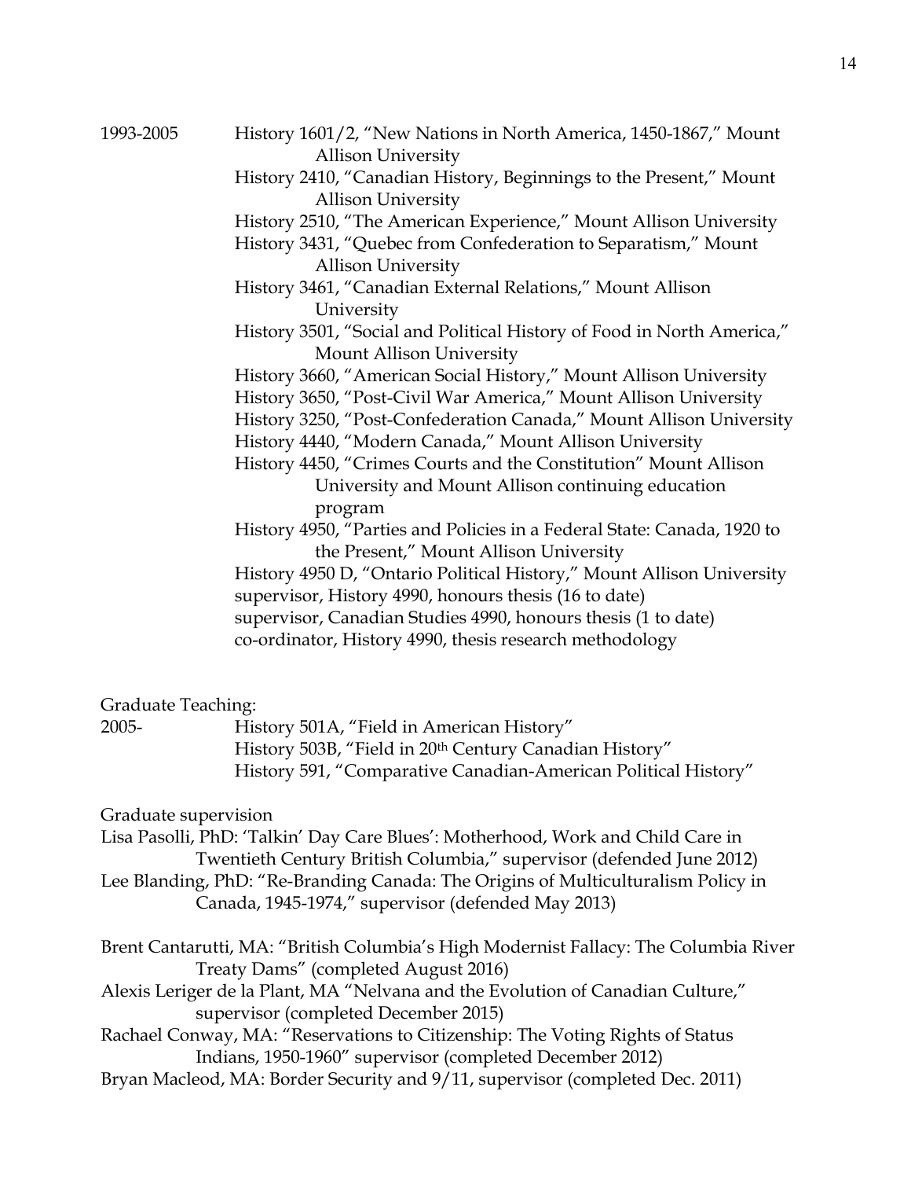1993-2005 History 1601/2, "New Nations in North America, 1450-1867," Mount Allison University

History 2410, "Canadian History, Beginnings to the Present," Mount Allison University

History 2510, "The American Experience," Mount Allison University

History 3431, "Quebec from Confederation to Separatism," Mount Allison University

History 3461, "Canadian External Relations," Mount Allison University

History 3501, "Social and Political History of Food in North America," Mount Allison University

History 3660, "American Social History," Mount Allison University

History 3650, "Post-Civil War America," Mount Allison University

History 3250, "Post-Confederation Canada," Mount Allison University

History 4440, "Modern Canada," Mount Allison University

History 4450, "Crimes Courts and the Constitution" Mount Allison University and Mount Allison continuing education program

History 4950, "Parties and Policies in a Federal State: Canada, 1920 to the Present," Mount Allison University

History 4950 D, "Ontario Political History," Mount Allison University

supervisor, History 4990, honours thesis (16 to date)

supervisor, Canadian Studies 4990, honours thesis (1 to date)

co-ordinator, History 4990, thesis research methodology

Graduate Teaching:

2005- History 501A, "Field in American History"

History 503B, "Field in 20th Century Canadian History"

History 591, "Comparative Canadian-American Political History"

Graduate supervision

Lisa Pasolli, PhD: 'Talkin' Day Care Blues': Motherhood, Work and Child Care in Twentieth Century British Columbia," supervisor (defended June 2012)

Lee Blanding, PhD: "Re-Branding Canada: The Origins of Multiculturalism Policy in Canada, 1945-1974," supervisor (defended May 2013)

Brent Cantarutti, MA: "British Columbia's High Modernist Fallacy: The Columbia River Treaty Dams" (completed August 2016)

Alexis Leriger de la Plant, MA "Nelvana and the Evolution of Canadian Culture," supervisor (completed December 2015)

Rachael Conway, MA: "Reservations to Citizenship: The Voting Rights of Status Indians, 1950-1960" supervisor (completed December 2012)

Bryan Macleod, MA: Border Security and 9/11, supervisor (completed Dec. 2011)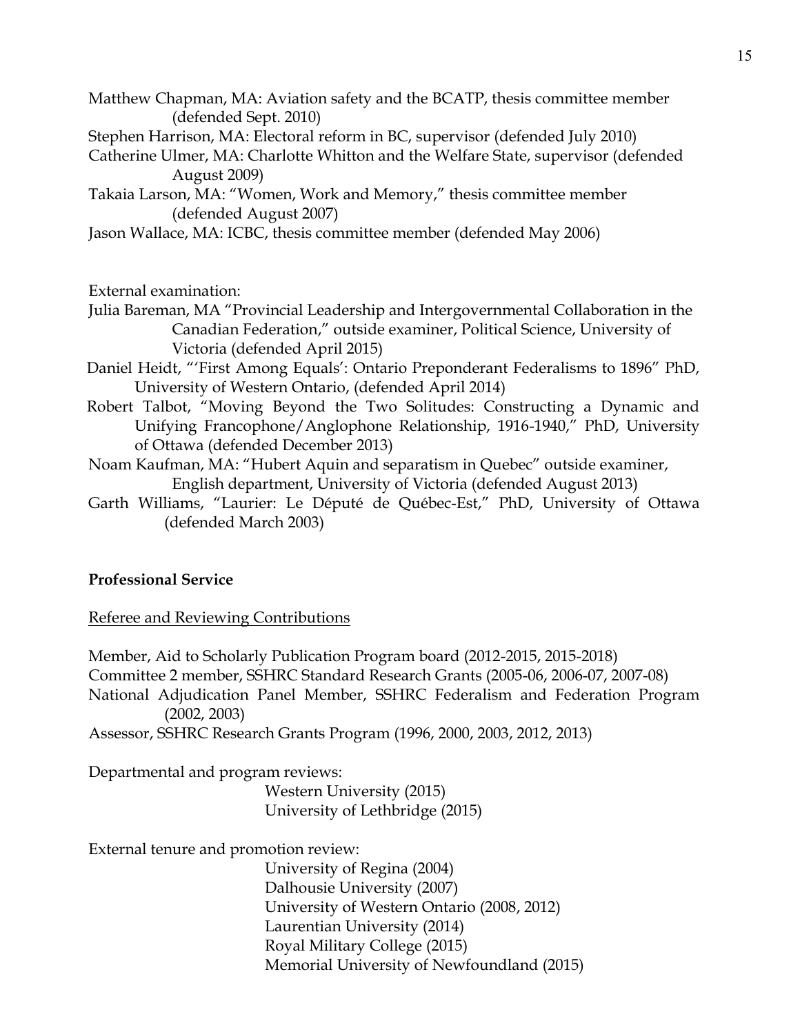Matthew Chapman, MA: Aviation safety and the BCATP, thesis committee member (defended Sept. 2010)

Stephen Harrison, MA: Electoral reform in BC, supervisor (defended July 2010)

Catherine Ulmer, MA: Charlotte Whitton and the Welfare State, supervisor (defended August 2009)

Takaia Larson, MA: "Women, Work and Memory," thesis committee member (defended August 2007)

Jason Wallace, MA: ICBC, thesis committee member (defended May 2006)

External examination:

Julia Bareman, MA "Provincial Leadership and Intergovernmental Collaboration in the Canadian Federation," outside examiner, Political Science, University of Victoria (defended April 2015)

Daniel Heidt, "'First Among Equals': Ontario Preponderant Federalisms to 1896" PhD, University of Western Ontario, (defended April 2014)

Robert Talbot, "Moving Beyond the Two Solitudes: Constructing a Dynamic and Unifying Francophone/Anglophone Relationship, 1916-1940," PhD, University of Ottawa (defended December 2013)

Noam Kaufman, MA: "Hubert Aquin and separatism in Quebec" outside examiner, English department, University of Victoria (defended August 2013)

Garth Williams, "Laurier: Le Député de Québec-Est," PhD, University of Ottawa (defended March 2003)

**Professional Service**

Referee and Reviewing Contributions

Member, Aid to Scholarly Publication Program board (2012-2015, 2015-2018)

Committee 2 member, SSHRC Standard Research Grants (2005-06, 2006-07, 2007-08)

National Adjudication Panel Member, SSHRC Federalism and Federation Program (2002, 2003)

Assessor, SSHRC Research Grants Program (1996, 2000, 2003, 2012, 2013)

Departmental and program reviews:

- Western University (2015)
- University of Lethbridge (2015)

External tenure and promotion review:

- University of Regina (2004)
- Dalhousie University (2007)
- University of Western Ontario (2008, 2012)
- Laurentian University (2014)
- Royal Military College (2015)
- Memorial University of Newfoundland (2015)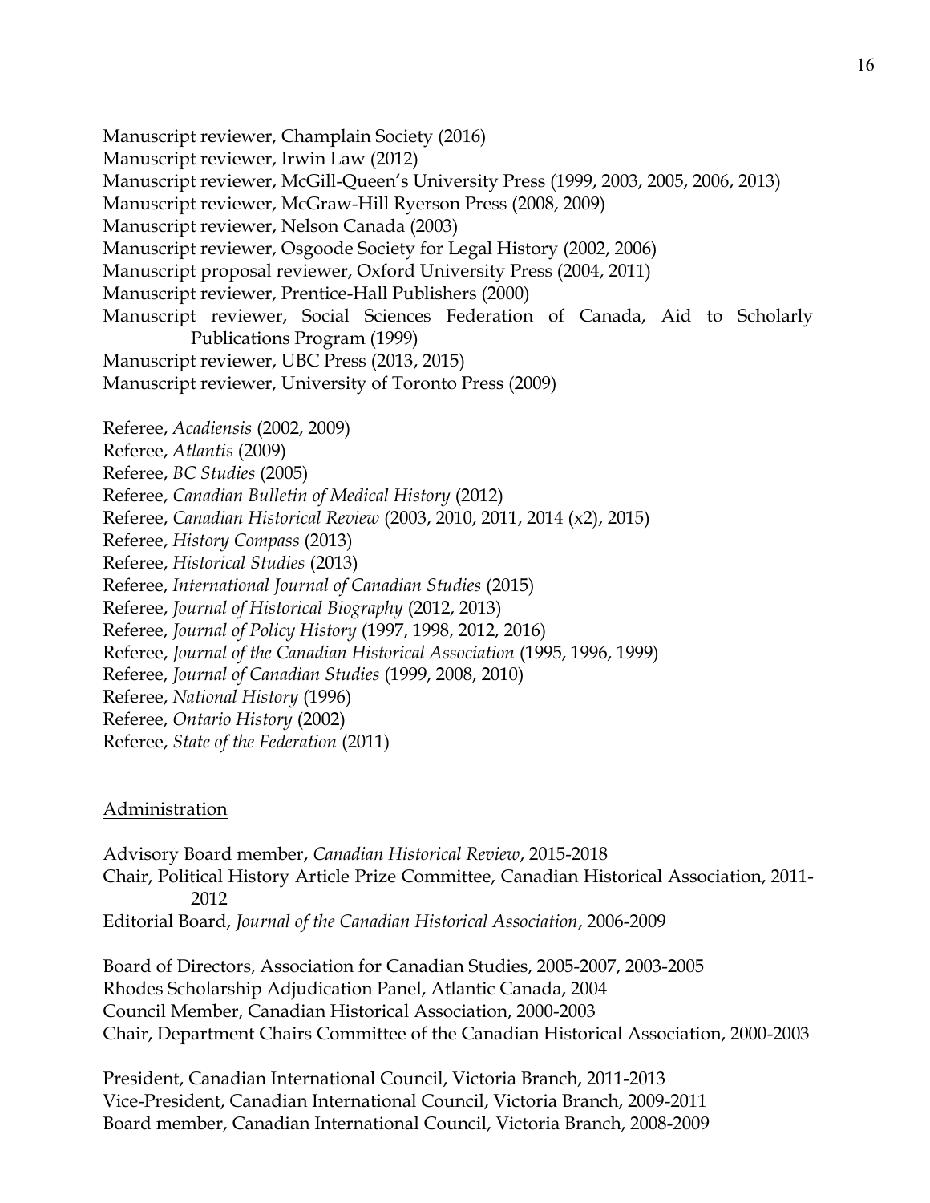Manuscript reviewer, Champlain Society (2016)
Manuscript reviewer, Irwin Law (2012)
Manuscript reviewer, McGill-Queen's University Press (1999, 2003, 2005, 2006, 2013)
Manuscript reviewer, McGraw-Hill Ryerson Press (2008, 2009)
Manuscript reviewer, Nelson Canada (2003)
Manuscript reviewer, Osgoode Society for Legal History (2002, 2006)
Manuscript proposal reviewer, Oxford University Press (2004, 2011)
Manuscript reviewer, Prentice-Hall Publishers (2000)
Manuscript reviewer, Social Sciences Federation of Canada, Aid to Scholarly Publications Program (1999)
Manuscript reviewer, UBC Press (2013, 2015)
Manuscript reviewer, University of Toronto Press (2009)

Referee, *Acadiensis* (2002, 2009)
Referee, *Atlantis* (2009)
Referee, *BC Studies* (2005)
Referee, *Canadian Bulletin of Medical History* (2012)
Referee, *Canadian Historical Review* (2003, 2010, 2011, 2014 (x2), 2015)
Referee, *History Compass* (2013)
Referee, *Historical Studies* (2013)
Referee, *International Journal of Canadian Studies* (2015)
Referee, *Journal of Historical Biography* (2012, 2013)
Referee, *Journal of Policy History* (1997, 1998, 2012, 2016)
Referee, *Journal of the Canadian Historical Association* (1995, 1996, 1999)
Referee, *Journal of Canadian Studies* (1999, 2008, 2010)
Referee, *National History* (1996)
Referee, *Ontario History* (2002)
Referee, *State of the Federation* (2011)

## Administration

Advisory Board member, *Canadian Historical Review*, 2015-2018
Chair, Political History Article Prize Committee, Canadian Historical Association, 2011-2012
Editorial Board, *Journal of the Canadian Historical Association*, 2006-2009

Board of Directors, Association for Canadian Studies, 2005-2007, 2003-2005
Rhodes Scholarship Adjudication Panel, Atlantic Canada, 2004
Council Member, Canadian Historical Association, 2000-2003
Chair, Department Chairs Committee of the Canadian Historical Association, 2000-2003

President, Canadian International Council, Victoria Branch, 2011-2013
Vice-President, Canadian International Council, Victoria Branch, 2009-2011
Board member, Canadian International Council, Victoria Branch, 2008-2009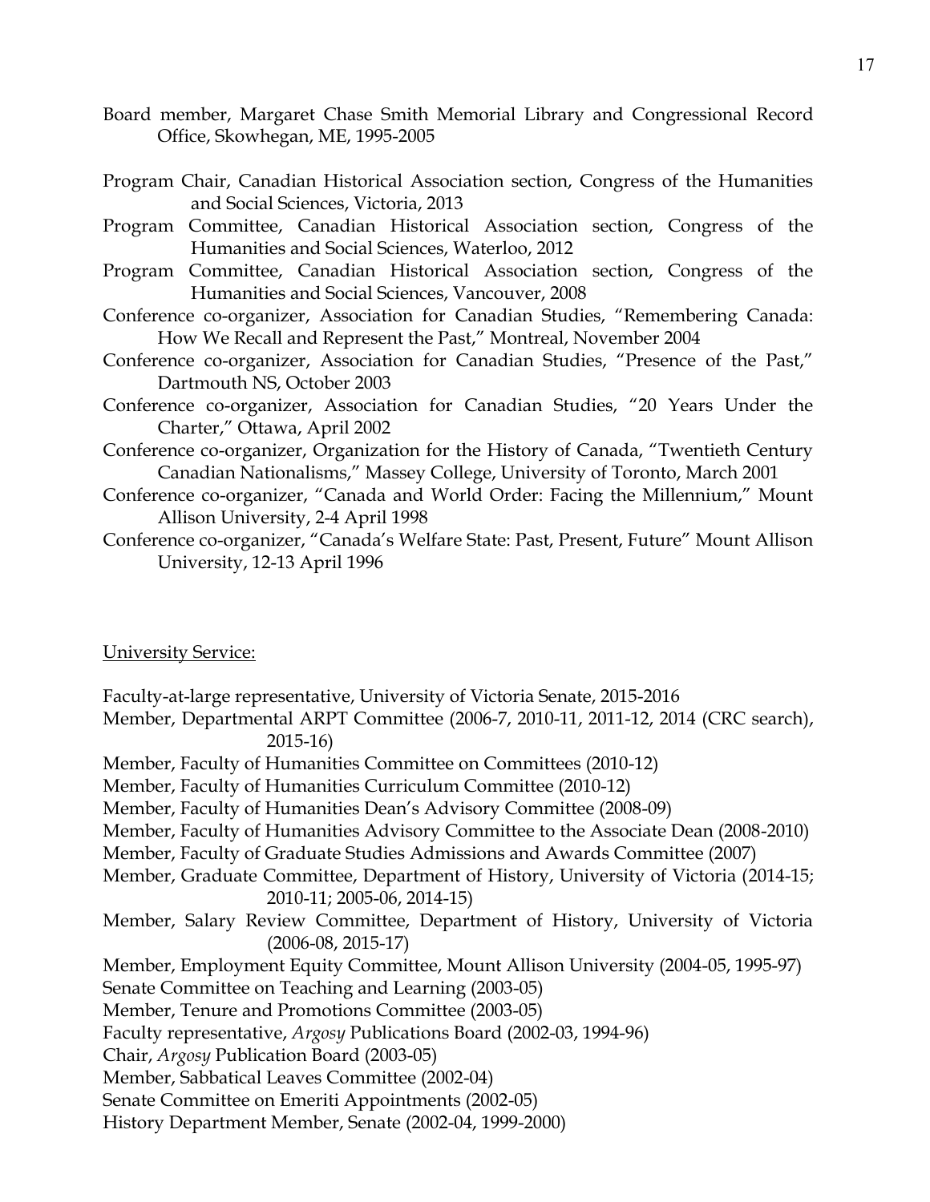Board member, Margaret Chase Smith Memorial Library and Congressional Record Office, Skowhegan, ME, 1995-2005

Program Chair, Canadian Historical Association section, Congress of the Humanities and Social Sciences, Victoria, 2013

Program Committee, Canadian Historical Association section, Congress of the Humanities and Social Sciences, Waterloo, 2012

Program Committee, Canadian Historical Association section, Congress of the Humanities and Social Sciences, Vancouver, 2008

Conference co-organizer, Association for Canadian Studies, "Remembering Canada: How We Recall and Represent the Past," Montreal, November 2004

Conference co-organizer, Association for Canadian Studies, "Presence of the Past," Dartmouth NS, October 2003

Conference co-organizer, Association for Canadian Studies, "20 Years Under the Charter," Ottawa, April 2002

Conference co-organizer, Organization for the History of Canada, "Twentieth Century Canadian Nationalisms," Massey College, University of Toronto, March 2001

Conference co-organizer, "Canada and World Order: Facing the Millennium," Mount Allison University, 2-4 April 1998

Conference co-organizer, "Canada's Welfare State: Past, Present, Future" Mount Allison University, 12-13 April 1996

University Service:

Faculty-at-large representative, University of Victoria Senate, 2015-2016

Member, Departmental ARPT Committee (2006-7, 2010-11, 2011-12, 2014 (CRC search), 2015-16)

Member, Faculty of Humanities Committee on Committees (2010-12)

Member, Faculty of Humanities Curriculum Committee (2010-12)

Member, Faculty of Humanities Dean's Advisory Committee (2008-09)

Member, Faculty of Humanities Advisory Committee to the Associate Dean (2008-2010)

Member, Faculty of Graduate Studies Admissions and Awards Committee (2007)

Member, Graduate Committee, Department of History, University of Victoria (2014-15; 2010-11; 2005-06, 2014-15)

Member, Salary Review Committee, Department of History, University of Victoria (2006-08, 2015-17)

Member, Employment Equity Committee, Mount Allison University (2004-05, 1995-97)

Senate Committee on Teaching and Learning (2003-05)

Member, Tenure and Promotions Committee (2003-05)

Faculty representative, *Argosy* Publications Board (2002-03, 1994-96)

Chair, *Argosy* Publication Board (2003-05)

Member, Sabbatical Leaves Committee (2002-04)

Senate Committee on Emeriti Appointments (2002-05)

History Department Member, Senate (2002-04, 1999-2000)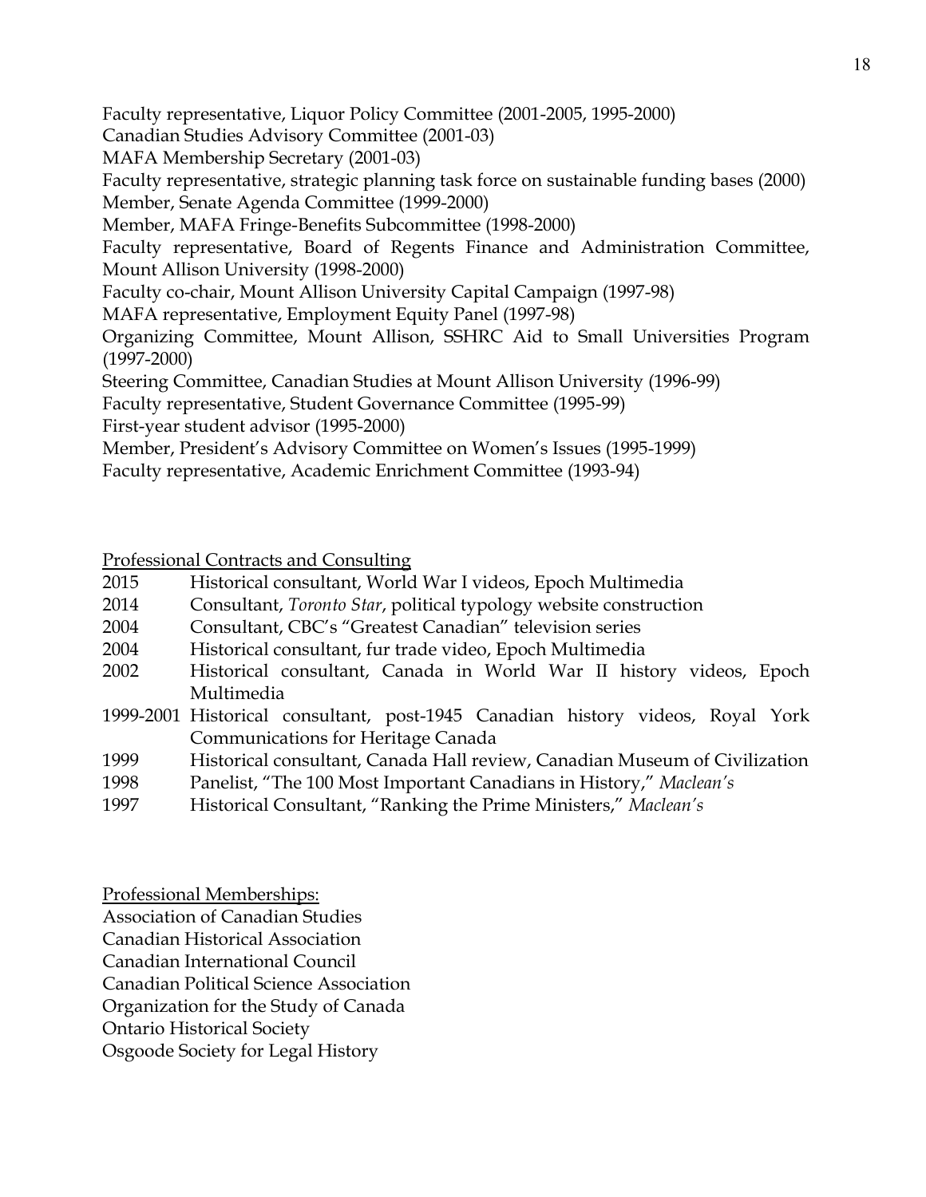Faculty representative, Liquor Policy Committee (2001-2005, 1995-2000)
Canadian Studies Advisory Committee (2001-03)
MAFA Membership Secretary (2001-03)
Faculty representative, strategic planning task force on sustainable funding bases (2000)
Member, Senate Agenda Committee (1999-2000)
Member, MAFA Fringe-Benefits Subcommittee (1998-2000)
Faculty representative, Board of Regents Finance and Administration Committee, Mount Allison University (1998-2000)
Faculty co-chair, Mount Allison University Capital Campaign (1997-98)
MAFA representative, Employment Equity Panel (1997-98)
Organizing Committee, Mount Allison, SSHRC Aid to Small Universities Program (1997-2000)
Steering Committee, Canadian Studies at Mount Allison University (1996-99)
Faculty representative, Student Governance Committee (1995-99)
First-year student advisor (1995-2000)
Member, President's Advisory Committee on Women's Issues (1995-1999)
Faculty representative, Academic Enrichment Committee (1993-94)

<u>Professional Contracts and Consulting</u>

2015 Historical consultant, World War I videos, Epoch Multimedia
2014 Consultant, *Toronto Star*, political typology website construction
2004 Consultant, CBC's "Greatest Canadian" television series
2004 Historical consultant, fur trade video, Epoch Multimedia
2002 Historical consultant, Canada in World War II history videos, Epoch Multimedia
1999-2001 Historical consultant, post-1945 Canadian history videos, Royal York Communications for Heritage Canada
1999 Historical consultant, Canada Hall review, Canadian Museum of Civilization
1998 Panelist, "The 100 Most Important Canadians in History," *Maclean's*
1997 Historical Consultant, "Ranking the Prime Ministers," *Maclean's*

<u>Professional Memberships:</u>

Association of Canadian Studies
Canadian Historical Association
Canadian International Council
Canadian Political Science Association
Organization for the Study of Canada
Ontario Historical Society
Osgoode Society for Legal History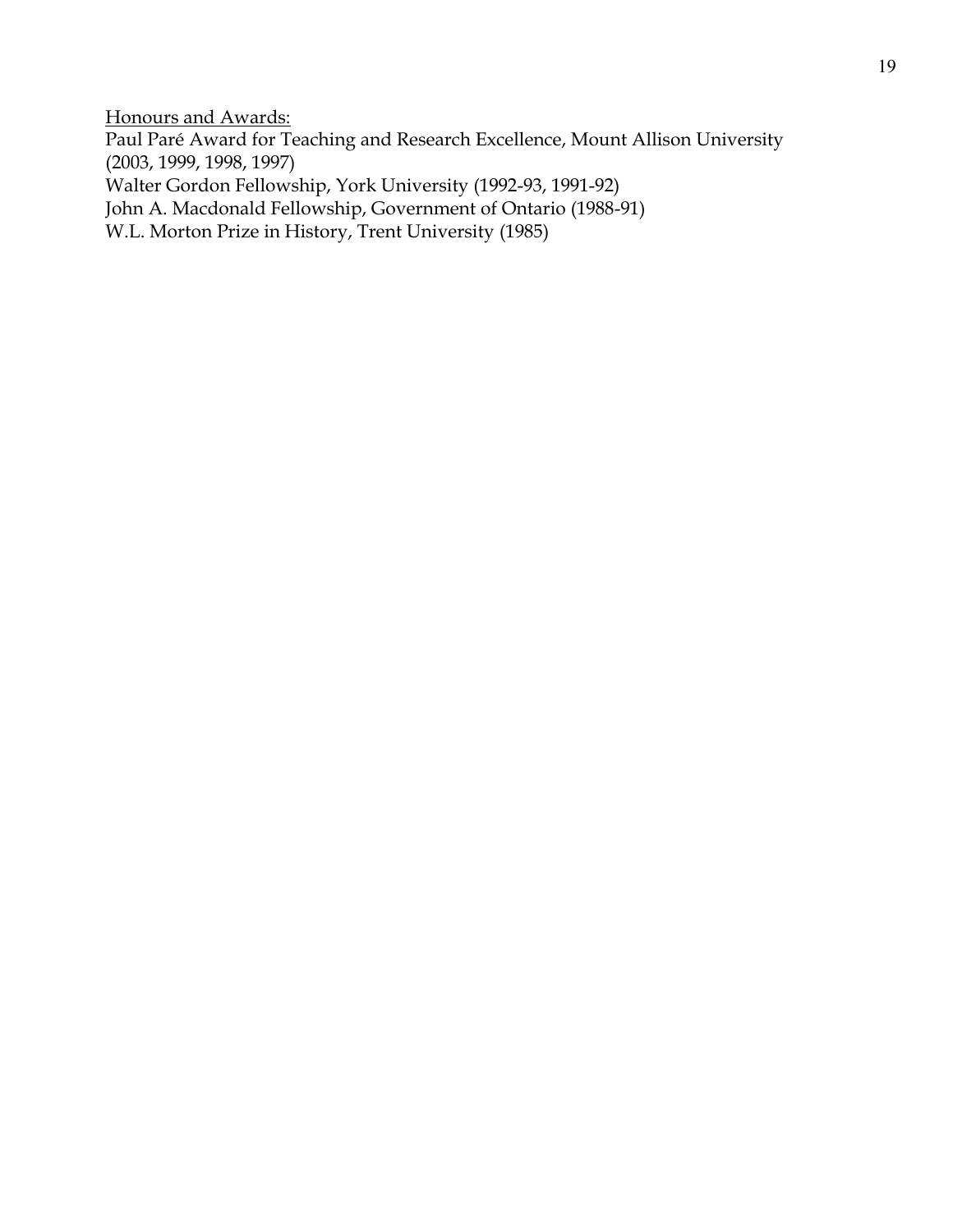Honours and Awards:

Paul Paré Award for Teaching and Research Excellence, Mount Allison University (2003, 1999, 1998, 1997)
Walter Gordon Fellowship, York University (1992-93, 1991-92)
John A. Macdonald Fellowship, Government of Ontario (1988-91)
W.L. Morton Prize in History, Trent University (1985)